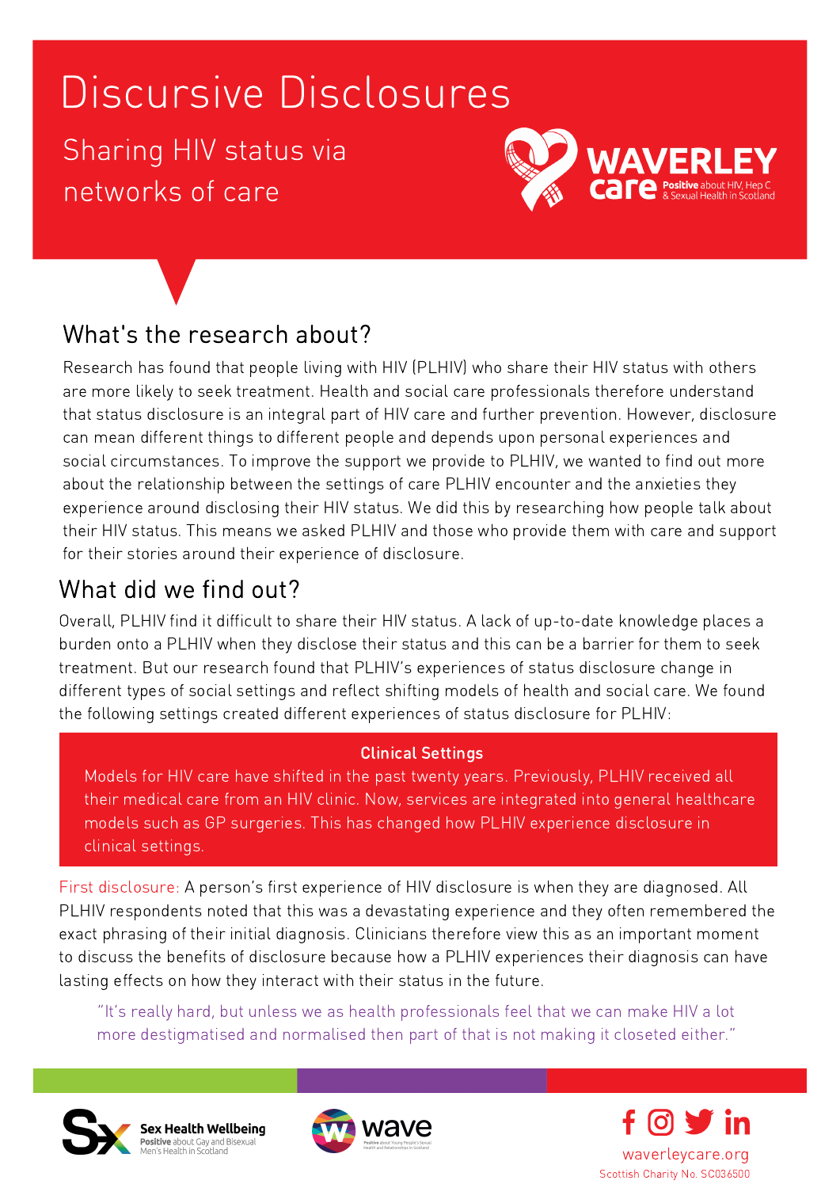# Discursive Disclosures

## Sharing HIV status via networks of care

Waverley Care — Positive about HIV, Hep C & Sexual Health in Scotland

## What's the research about?

Research has found that people living with HIV (PLHIV) who share their HIV status with others are more likely to seek treatment. Health and social care professionals therefore understand that status disclosure is an integral part of HIV care and further prevention. However, disclosure can mean different things to different people and depends upon personal experiences and social circumstances. To improve the support we provide to PLHIV, we wanted to find out more about the relationship between the settings of care PLHIV encounter and the anxieties they experience around disclosing their HIV status. We did this by researching how people talk about their HIV status. This means we asked PLHIV and those who provide them with care and support for their stories around their experience of disclosure.

## What did we find out?

Overall, PLHIV find it difficult to share their HIV status. A lack of up-to-date knowledge places a burden onto a PLHIV when they disclose their status and this can be a barrier for them to seek treatment. But our research found that PLHIV's experiences of status disclosure change in different types of social settings and reflect shifting models of health and social care. We found the following settings created different experiences of status disclosure for PLHIV:

### Clinical Settings

Models for HIV care have shifted in the past twenty years. Previously, PLHIV received all their medical care from an HIV clinic. Now, services are integrated into general healthcare models such as GP surgeries. This has changed how PLHIV experience disclosure in clinical settings.

First disclosure: A person's first experience of HIV disclosure is when they are diagnosed. All PLHIV respondents noted that this was a devastating experience and they often remembered the exact phrasing of their initial diagnosis. Clinicians therefore view this as an important moment to discuss the benefits of disclosure because how a PLHIV experiences their diagnosis can have lasting effects on how they interact with their status in the future.

> "It's really hard, but unless we as health professionals feel that we can make HIV a lot more destigmatised and normalised then part of that is not making it closeted either."

Sex Health Wellbeing — Positive about Gay and Bisexual Men's Health in Scotland

wave — Positive about Young People's Sexual Health and Relationships in Scotland

waverleycare.org

Scottish Charity No. SC036500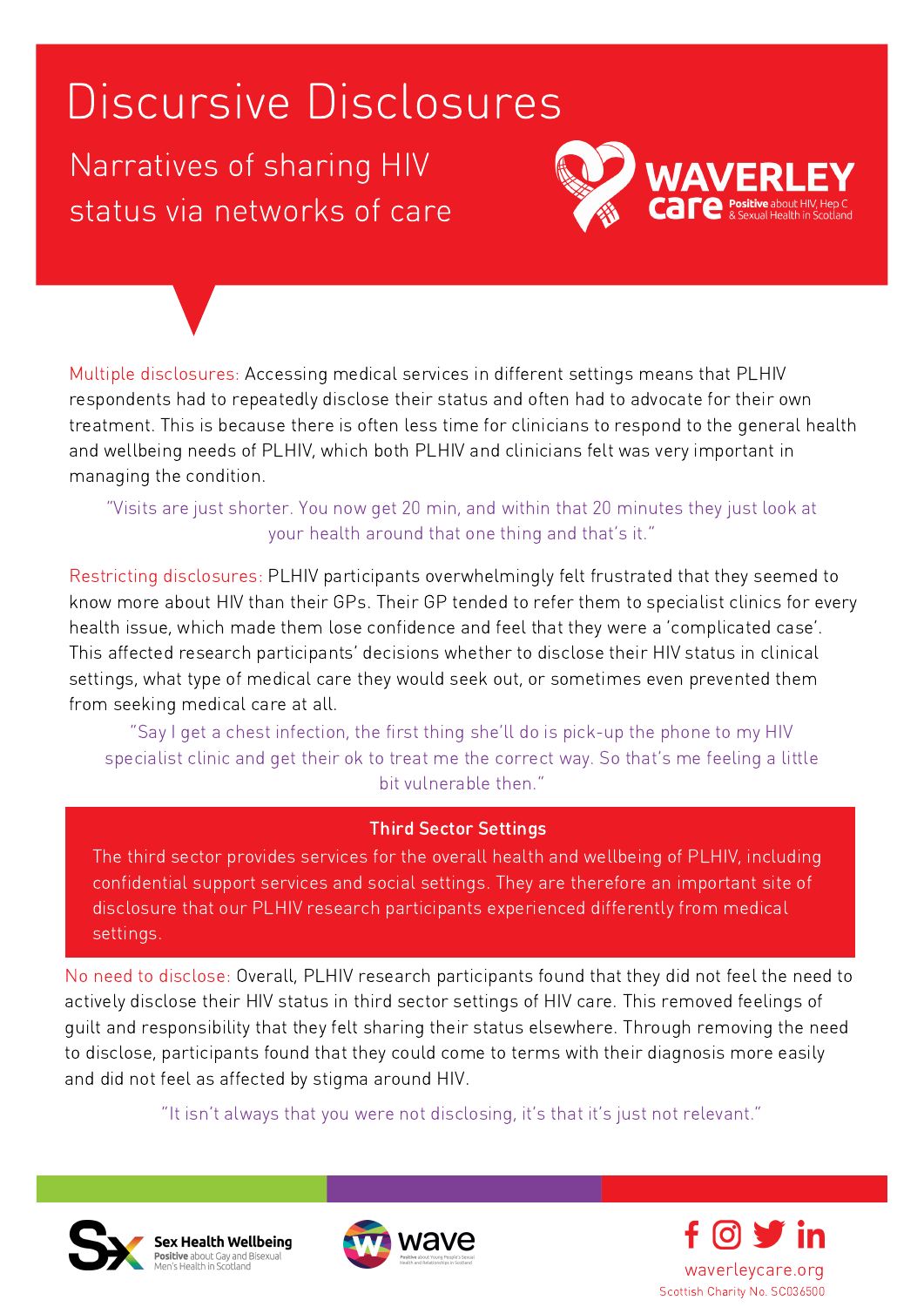# Discursive Disclosures

## Narratives of sharing HIV status via networks of care

**WAVERLEY care** Positive about HIV, Hep C & Sexual Health in Scotland

Multiple disclosures: Accessing medical services in different settings means that PLHIV respondents had to repeatedly disclose their status and often had to advocate for their own treatment. This is because there is often less time for clinicians to respond to the general health and wellbeing needs of PLHIV, which both PLHIV and clinicians felt was very important in managing the condition.

> "Visits are just shorter. You now get 20 min, and within that 20 minutes they just look at your health around that one thing and that's it."

Restricting disclosures: PLHIV participants overwhelmingly felt frustrated that they seemed to know more about HIV than their GPs. Their GP tended to refer them to specialist clinics for every health issue, which made them lose confidence and feel that they were a 'complicated case'. This affected research participants' decisions whether to disclose their HIV status in clinical settings, what type of medical care they would seek out, or sometimes even prevented them from seeking medical care at all.

> "Say I get a chest infection, the first thing she'll do is pick-up the phone to my HIV specialist clinic and get their ok to treat me the correct way. So that's me feeling a little bit vulnerable then."

### Third Sector Settings

The third sector provides services for the overall health and wellbeing of PLHIV, including confidential support services and social settings. They are therefore an important site of disclosure that our PLHIV research participants experienced differently from medical settings.

No need to disclose: Overall, PLHIV research participants found that they did not feel the need to actively disclose their HIV status in third sector settings of HIV care. This removed feelings of guilt and responsibility that they felt sharing their status elsewhere. Through removing the need to disclose, participants found that they could come to terms with their diagnosis more easily and did not feel as affected by stigma around HIV.

> "It isn't always that you were not disclosing, it's that it's just not relevant."

Sex Health Wellbeing — Positive about Gay and Bisexual Men's Health in Scotland

wave — Positive about Young People's Sexual Health and Relationships in Scotland

waverleycare.org

Scottish Charity No. SC036500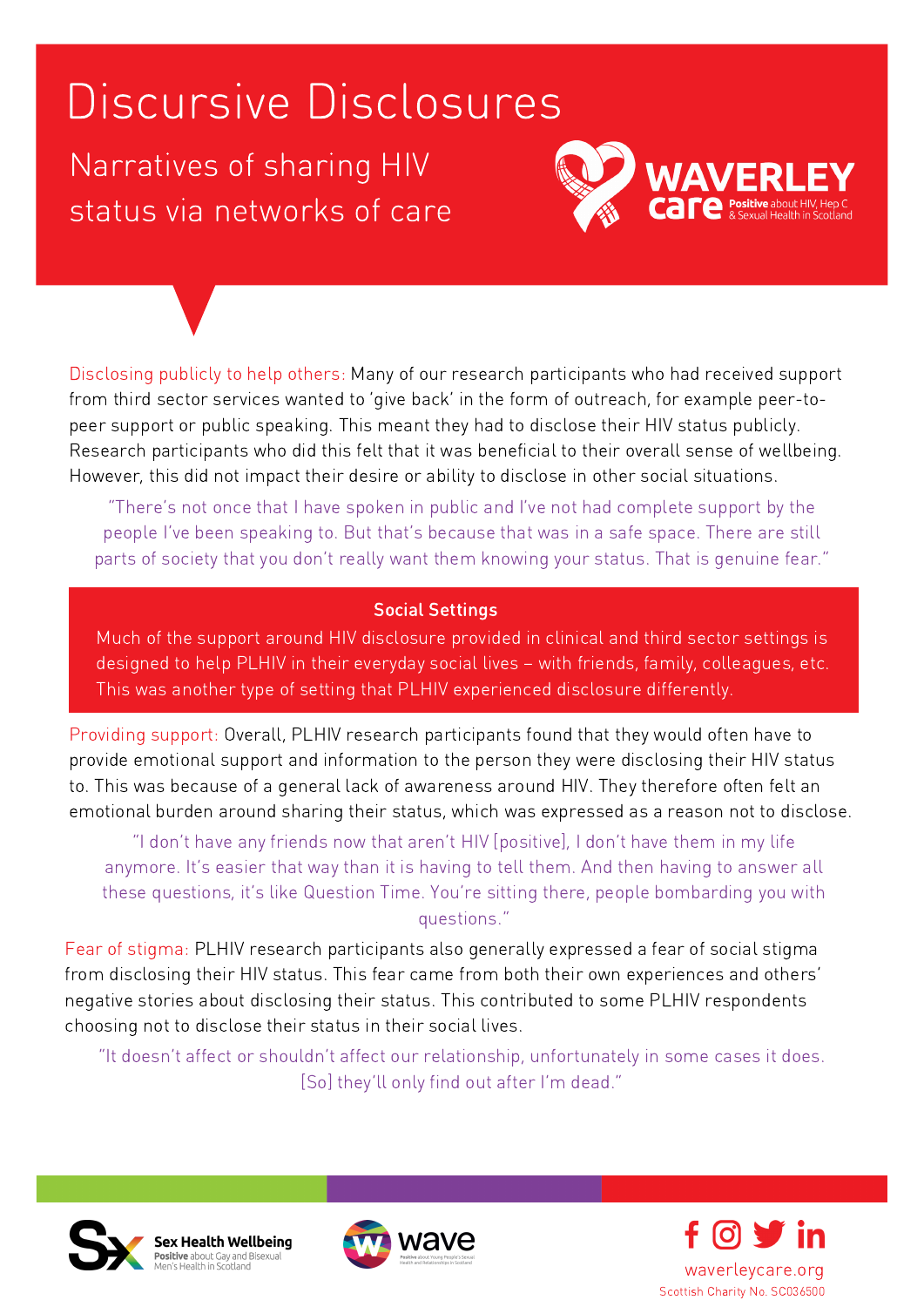# Discursive Disclosures

## Narratives of sharing HIV status via networks of care

**Disclosing publicly to help others:** Many of our research participants who had received support from third sector services wanted to 'give back' in the form of outreach, for example peer-to-peer support or public speaking. This meant they had to disclose their HIV status publicly. Research participants who did this felt that it was beneficial to their overall sense of wellbeing. However, this did not impact their desire or ability to disclose in other social situations.

> "There's not once that I have spoken in public and I've not had complete support by the people I've been speaking to. But that's because that was in a safe space. There are still parts of society that you don't really want them knowing your status. That is genuine fear."

### Social Settings

Much of the support around HIV disclosure provided in clinical and third sector settings is designed to help PLHIV in their everyday social lives – with friends, family, colleagues, etc. This was another type of setting that PLHIV experienced disclosure differently.

**Providing support:** Overall, PLHIV research participants found that they would often have to provide emotional support and information to the person they were disclosing their HIV status to. This was because of a general lack of awareness around HIV. They therefore often felt an emotional burden around sharing their status, which was expressed as a reason not to disclose.

> "I don't have any friends now that aren't HIV [positive], I don't have them in my life anymore. It's easier that way than it is having to tell them. And then having to answer all these questions, it's like Question Time. You're sitting there, people bombarding you with questions."

**Fear of stigma:** PLHIV research participants also generally expressed a fear of social stigma from disclosing their HIV status. This fear came from both their own experiences and others' negative stories about disclosing their status. This contributed to some PLHIV respondents choosing not to disclose their status in their social lives.

> "It doesn't affect or shouldn't affect our relationship, unfortunately in some cases it does. [So] they'll only find out after I'm dead."

waverleycare.org
Scottish Charity No. SC036500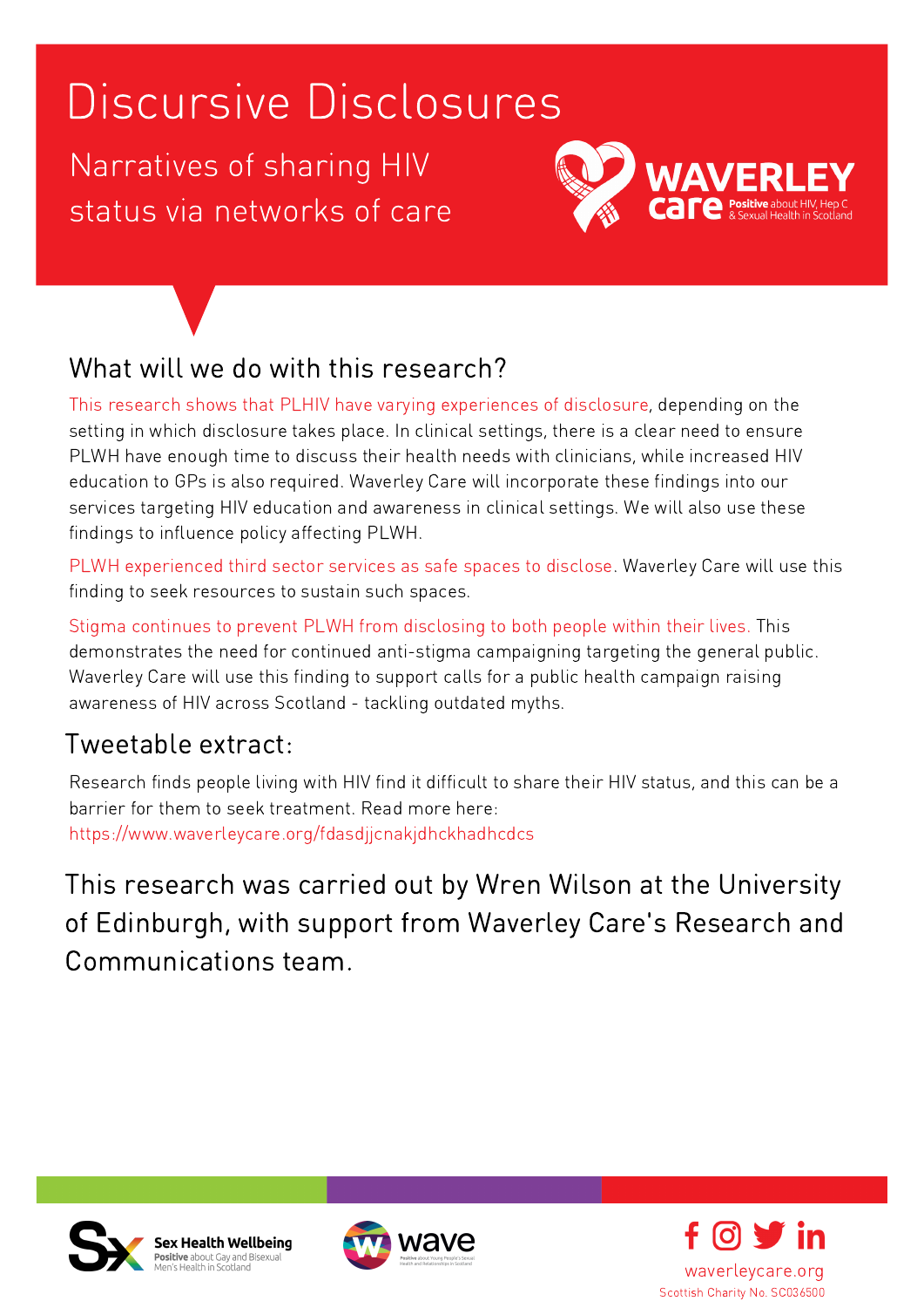# Discursive Disclosures

Narratives of sharing HIV status via networks of care

WAVERLEY care Positive about HIV, Hep C & Sexual Health in Scotland

## What will we do with this research?

This research shows that PLHIV have varying experiences of disclosure, depending on the setting in which disclosure takes place. In clinical settings, there is a clear need to ensure PLWH have enough time to discuss their health needs with clinicians, while increased HIV education to GPs is also required. Waverley Care will incorporate these findings into our services targeting HIV education and awareness in clinical settings. We will also use these findings to influence policy affecting PLWH.

PLWH experienced third sector services as safe spaces to disclose. Waverley Care will use this finding to seek resources to sustain such spaces.

Stigma continues to prevent PLWH from disclosing to both people within their lives. This demonstrates the need for continued anti-stigma campaigning targeting the general public. Waverley Care will use this finding to support calls for a public health campaign raising awareness of HIV across Scotland - tackling outdated myths.

## Tweetable extract:

Research finds people living with HIV find it difficult to share their HIV status, and this can be a barrier for them to seek treatment. Read more here: https://www.waverleycare.org/fdasdjjcnakjdhckhadhcdcs

This research was carried out by Wren Wilson at the University of Edinburgh, with support from Waverley Care's Research and Communications team.

Sex Health Wellbeing Positive about Gay and Bisexual Men's Health in Scotland

wave Positive about Young People's Sexual Health and Relationships in Scotland

waverleycare.org

Scottish Charity No. SC036500